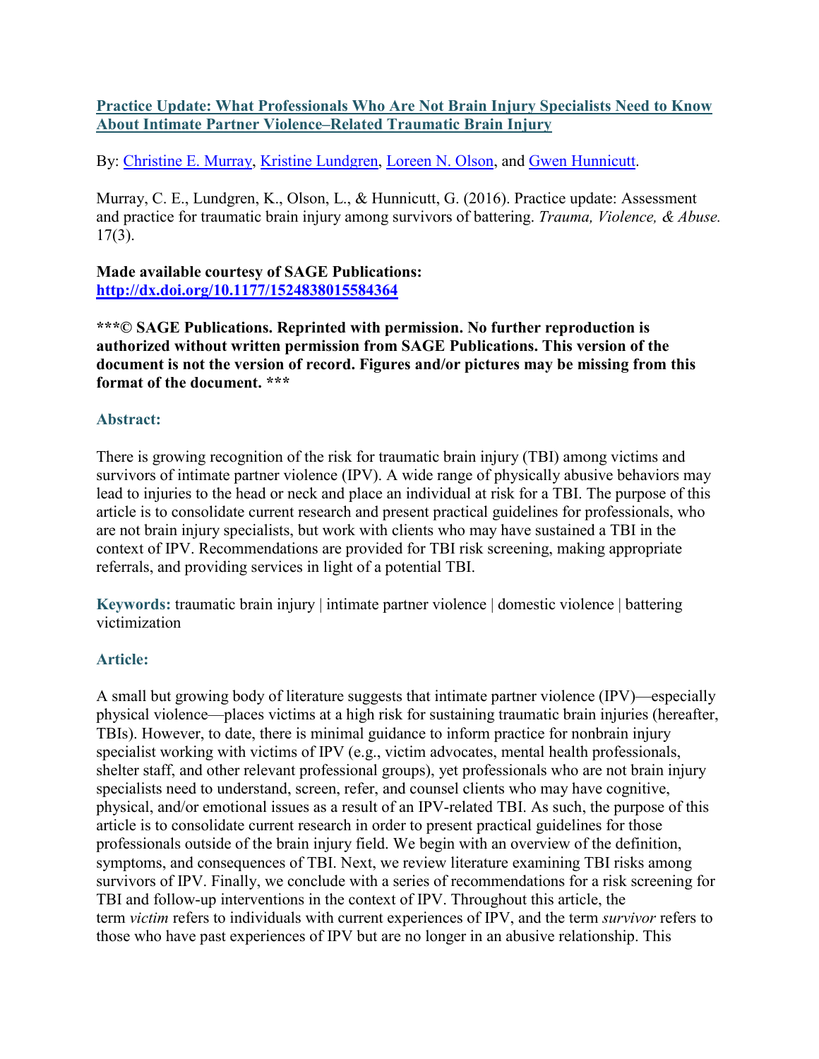# [Practice Update: What Professionals Who Are Not Brain Injury Specialists Need to Know About Intimate Partner Violence–Related Traumatic Brain Injury]

By: Christine E. Murray, Kristine Lundgren, Loreen N. Olson, and Gwen Hunnicutt.

Murray, C. E., Lundgren, K., Olson, L., & Hunnicutt, G. (2016). Practice update: Assessment and practice for traumatic brain injury among survivors of battering. *Trauma, Violence, & Abuse.* 17(3).

**Made available courtesy of SAGE Publications:**
**http://dx.doi.org/10.1177/1524838015584364**

**\*\*\*© SAGE Publications. Reprinted with permission. No further reproduction is authorized without written permission from SAGE Publications. This version of the document is not the version of record. Figures and/or pictures may be missing from this format of the document. \*\*\***

## Abstract:

There is growing recognition of the risk for traumatic brain injury (TBI) among victims and survivors of intimate partner violence (IPV). A wide range of physically abusive behaviors may lead to injuries to the head or neck and place an individual at risk for a TBI. The purpose of this article is to consolidate current research and present practical guidelines for professionals, who are not brain injury specialists, but work with clients who may have sustained a TBI in the context of IPV. Recommendations are provided for TBI risk screening, making appropriate referrals, and providing services in light of a potential TBI.

**Keywords:** traumatic brain injury | intimate partner violence | domestic violence | battering victimization

## Article:

A small but growing body of literature suggests that intimate partner violence (IPV)—especially physical violence—places victims at a high risk for sustaining traumatic brain injuries (hereafter, TBIs). However, to date, there is minimal guidance to inform practice for nonbrain injury specialist working with victims of IPV (e.g., victim advocates, mental health professionals, shelter staff, and other relevant professional groups), yet professionals who are not brain injury specialists need to understand, screen, refer, and counsel clients who may have cognitive, physical, and/or emotional issues as a result of an IPV-related TBI. As such, the purpose of this article is to consolidate current research in order to present practical guidelines for those professionals outside of the brain injury field. We begin with an overview of the definition, symptoms, and consequences of TBI. Next, we review literature examining TBI risks among survivors of IPV. Finally, we conclude with a series of recommendations for a risk screening for TBI and follow-up interventions in the context of IPV. Throughout this article, the term *victim* refers to individuals with current experiences of IPV, and the term *survivor* refers to those who have past experiences of IPV but are no longer in an abusive relationship. This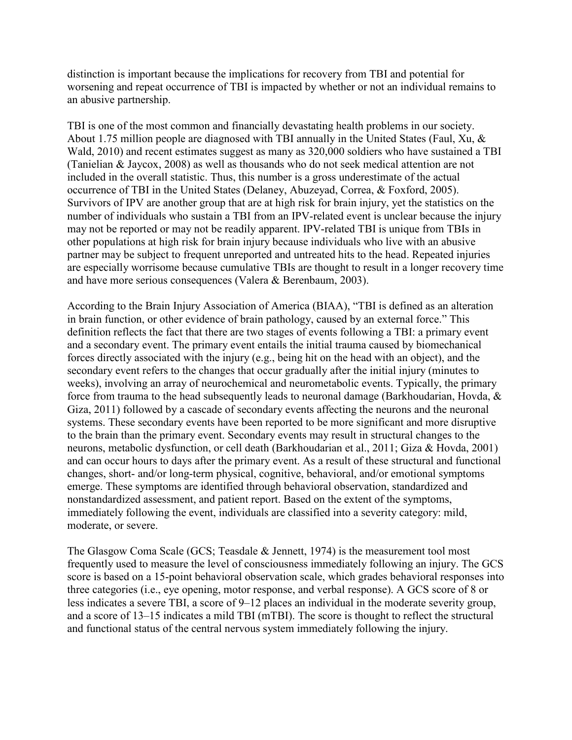distinction is important because the implications for recovery from TBI and potential for worsening and repeat occurrence of TBI is impacted by whether or not an individual remains to an abusive partnership.

TBI is one of the most common and financially devastating health problems in our society. About 1.75 million people are diagnosed with TBI annually in the United States (Faul, Xu, & Wald, 2010) and recent estimates suggest as many as 320,000 soldiers who have sustained a TBI (Tanielian & Jaycox, 2008) as well as thousands who do not seek medical attention are not included in the overall statistic. Thus, this number is a gross underestimate of the actual occurrence of TBI in the United States (Delaney, Abuzeyad, Correa, & Foxford, 2005). Survivors of IPV are another group that are at high risk for brain injury, yet the statistics on the number of individuals who sustain a TBI from an IPV-related event is unclear because the injury may not be reported or may not be readily apparent. IPV-related TBI is unique from TBIs in other populations at high risk for brain injury because individuals who live with an abusive partner may be subject to frequent unreported and untreated hits to the head. Repeated injuries are especially worrisome because cumulative TBIs are thought to result in a longer recovery time and have more serious consequences (Valera & Berenbaum, 2003).

According to the Brain Injury Association of America (BIAA), "TBI is defined as an alteration in brain function, or other evidence of brain pathology, caused by an external force." This definition reflects the fact that there are two stages of events following a TBI: a primary event and a secondary event. The primary event entails the initial trauma caused by biomechanical forces directly associated with the injury (e.g., being hit on the head with an object), and the secondary event refers to the changes that occur gradually after the initial injury (minutes to weeks), involving an array of neurochemical and neurometabolic events. Typically, the primary force from trauma to the head subsequently leads to neuronal damage (Barkhoudarian, Hovda, & Giza, 2011) followed by a cascade of secondary events affecting the neurons and the neuronal systems. These secondary events have been reported to be more significant and more disruptive to the brain than the primary event. Secondary events may result in structural changes to the neurons, metabolic dysfunction, or cell death (Barkhoudarian et al., 2011; Giza & Hovda, 2001) and can occur hours to days after the primary event. As a result of these structural and functional changes, short- and/or long-term physical, cognitive, behavioral, and/or emotional symptoms emerge. These symptoms are identified through behavioral observation, standardized and nonstandardized assessment, and patient report. Based on the extent of the symptoms, immediately following the event, individuals are classified into a severity category: mild, moderate, or severe.

The Glasgow Coma Scale (GCS; Teasdale & Jennett, 1974) is the measurement tool most frequently used to measure the level of consciousness immediately following an injury. The GCS score is based on a 15-point behavioral observation scale, which grades behavioral responses into three categories (i.e., eye opening, motor response, and verbal response). A GCS score of 8 or less indicates a severe TBI, a score of 9–12 places an individual in the moderate severity group, and a score of 13–15 indicates a mild TBI (mTBI). The score is thought to reflect the structural and functional status of the central nervous system immediately following the injury.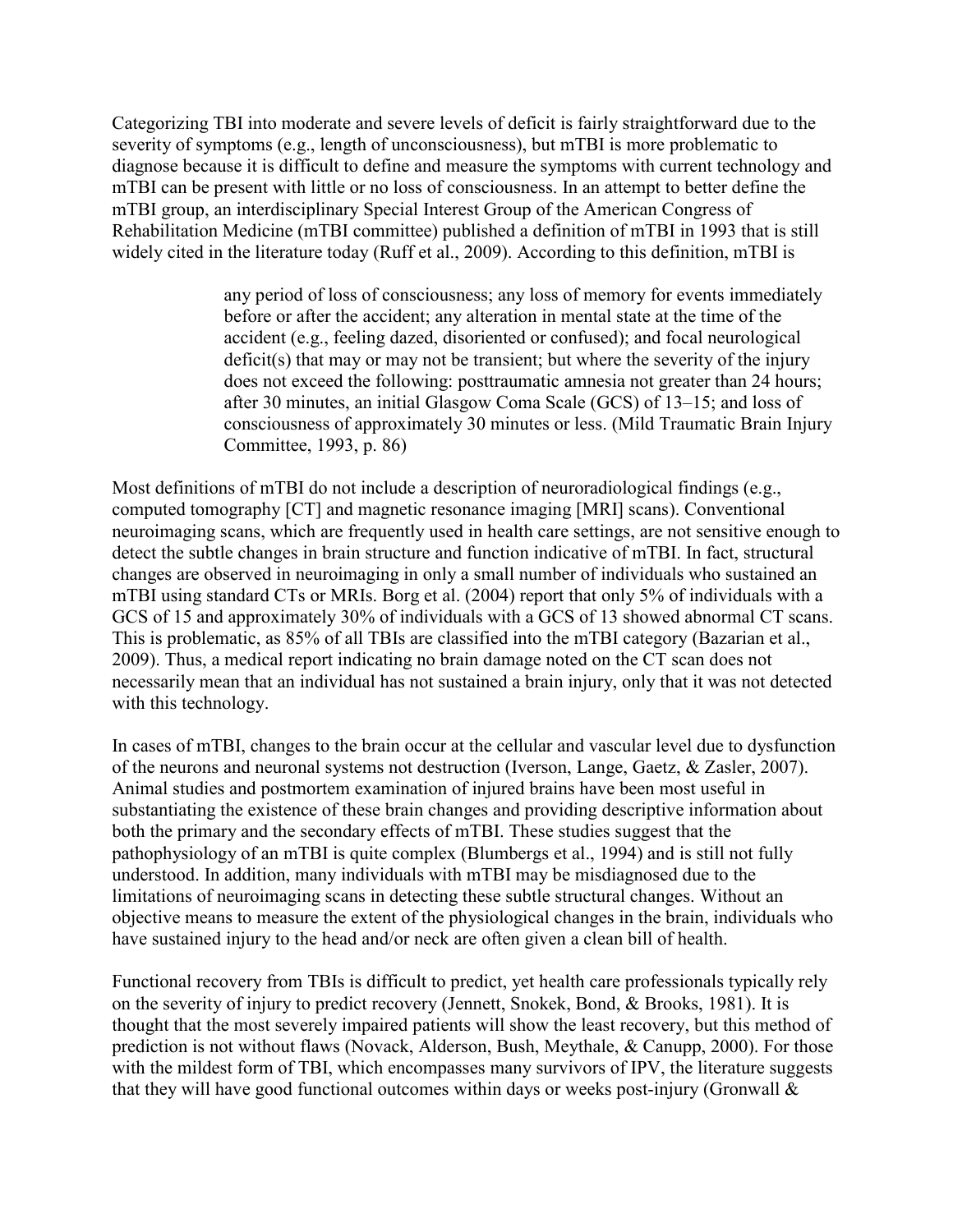Categorizing TBI into moderate and severe levels of deficit is fairly straightforward due to the severity of symptoms (e.g., length of unconsciousness), but mTBI is more problematic to diagnose because it is difficult to define and measure the symptoms with current technology and mTBI can be present with little or no loss of consciousness. In an attempt to better define the mTBI group, an interdisciplinary Special Interest Group of the American Congress of Rehabilitation Medicine (mTBI committee) published a definition of mTBI in 1993 that is still widely cited in the literature today (Ruff et al., 2009). According to this definition, mTBI is

> any period of loss of consciousness; any loss of memory for events immediately before or after the accident; any alteration in mental state at the time of the accident (e.g., feeling dazed, disoriented or confused); and focal neurological deficit(s) that may or may not be transient; but where the severity of the injury does not exceed the following: posttraumatic amnesia not greater than 24 hours; after 30 minutes, an initial Glasgow Coma Scale (GCS) of 13–15; and loss of consciousness of approximately 30 minutes or less. (Mild Traumatic Brain Injury Committee, 1993, p. 86)

Most definitions of mTBI do not include a description of neuroradiological findings (e.g., computed tomography [CT] and magnetic resonance imaging [MRI] scans). Conventional neuroimaging scans, which are frequently used in health care settings, are not sensitive enough to detect the subtle changes in brain structure and function indicative of mTBI. In fact, structural changes are observed in neuroimaging in only a small number of individuals who sustained an mTBI using standard CTs or MRIs. Borg et al. (2004) report that only 5% of individuals with a GCS of 15 and approximately 30% of individuals with a GCS of 13 showed abnormal CT scans. This is problematic, as 85% of all TBIs are classified into the mTBI category (Bazarian et al., 2009). Thus, a medical report indicating no brain damage noted on the CT scan does not necessarily mean that an individual has not sustained a brain injury, only that it was not detected with this technology.

In cases of mTBI, changes to the brain occur at the cellular and vascular level due to dysfunction of the neurons and neuronal systems not destruction (Iverson, Lange, Gaetz, & Zasler, 2007). Animal studies and postmortem examination of injured brains have been most useful in substantiating the existence of these brain changes and providing descriptive information about both the primary and the secondary effects of mTBI. These studies suggest that the pathophysiology of an mTBI is quite complex (Blumbergs et al., 1994) and is still not fully understood. In addition, many individuals with mTBI may be misdiagnosed due to the limitations of neuroimaging scans in detecting these subtle structural changes. Without an objective means to measure the extent of the physiological changes in the brain, individuals who have sustained injury to the head and/or neck are often given a clean bill of health.

Functional recovery from TBIs is difficult to predict, yet health care professionals typically rely on the severity of injury to predict recovery (Jennett, Snokek, Bond, & Brooks, 1981). It is thought that the most severely impaired patients will show the least recovery, but this method of prediction is not without flaws (Novack, Alderson, Bush, Meythale, & Canupp, 2000). For those with the mildest form of TBI, which encompasses many survivors of IPV, the literature suggests that they will have good functional outcomes within days or weeks post-injury (Gronwall &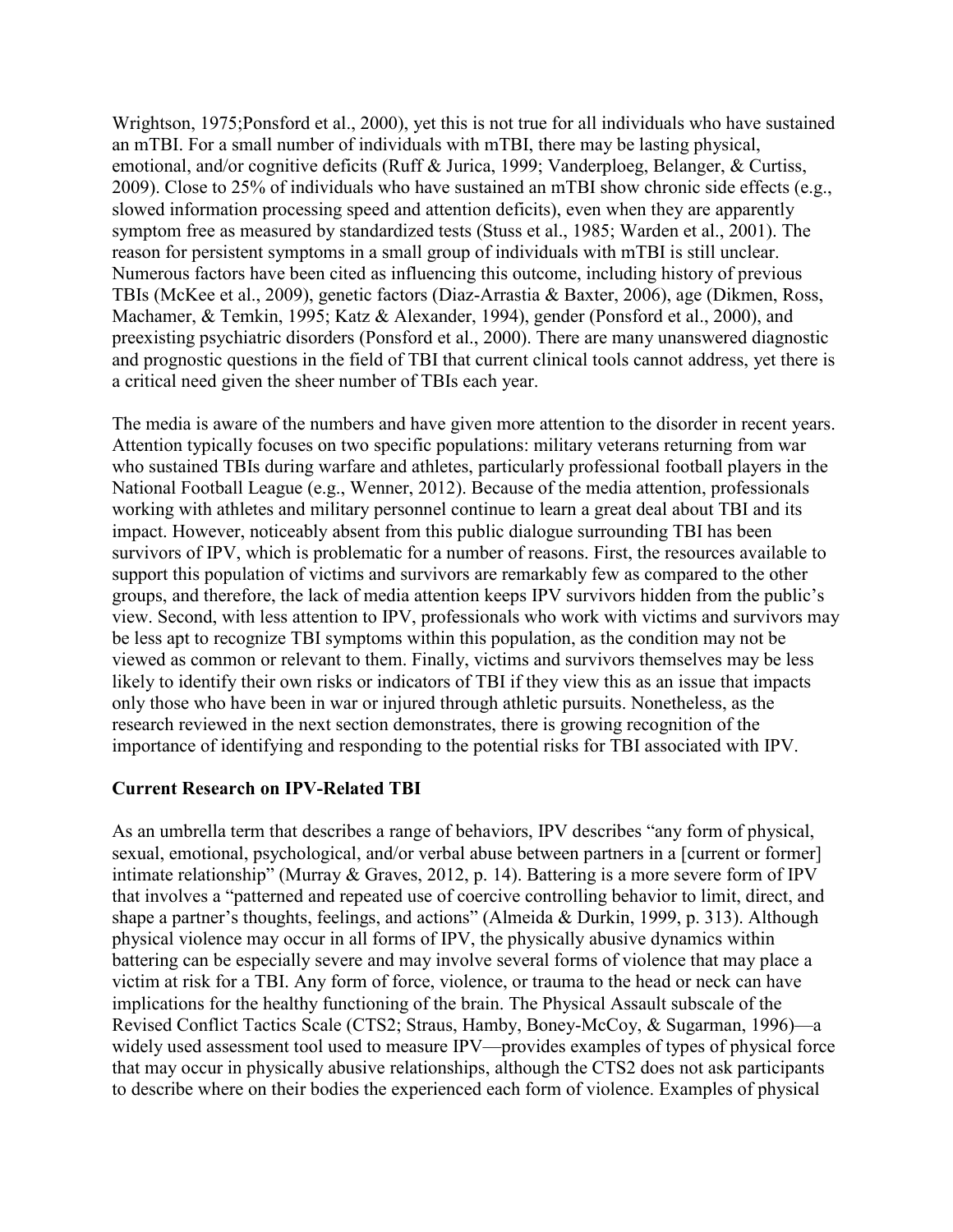Wrightson, 1975;Ponsford et al., 2000), yet this is not true for all individuals who have sustained an mTBI. For a small number of individuals with mTBI, there may be lasting physical, emotional, and/or cognitive deficits (Ruff & Jurica, 1999; Vanderploeg, Belanger, & Curtiss, 2009). Close to 25% of individuals who have sustained an mTBI show chronic side effects (e.g., slowed information processing speed and attention deficits), even when they are apparently symptom free as measured by standardized tests (Stuss et al., 1985; Warden et al., 2001). The reason for persistent symptoms in a small group of individuals with mTBI is still unclear. Numerous factors have been cited as influencing this outcome, including history of previous TBIs (McKee et al., 2009), genetic factors (Diaz-Arrastia & Baxter, 2006), age (Dikmen, Ross, Machamer, & Temkin, 1995; Katz & Alexander, 1994), gender (Ponsford et al., 2000), and preexisting psychiatric disorders (Ponsford et al., 2000). There are many unanswered diagnostic and prognostic questions in the field of TBI that current clinical tools cannot address, yet there is a critical need given the sheer number of TBIs each year.

The media is aware of the numbers and have given more attention to the disorder in recent years. Attention typically focuses on two specific populations: military veterans returning from war who sustained TBIs during warfare and athletes, particularly professional football players in the National Football League (e.g., Wenner, 2012). Because of the media attention, professionals working with athletes and military personnel continue to learn a great deal about TBI and its impact. However, noticeably absent from this public dialogue surrounding TBI has been survivors of IPV, which is problematic for a number of reasons. First, the resources available to support this population of victims and survivors are remarkably few as compared to the other groups, and therefore, the lack of media attention keeps IPV survivors hidden from the public's view. Second, with less attention to IPV, professionals who work with victims and survivors may be less apt to recognize TBI symptoms within this population, as the condition may not be viewed as common or relevant to them. Finally, victims and survivors themselves may be less likely to identify their own risks or indicators of TBI if they view this as an issue that impacts only those who have been in war or injured through athletic pursuits. Nonetheless, as the research reviewed in the next section demonstrates, there is growing recognition of the importance of identifying and responding to the potential risks for TBI associated with IPV.

## Current Research on IPV-Related TBI

As an umbrella term that describes a range of behaviors, IPV describes "any form of physical, sexual, emotional, psychological, and/or verbal abuse between partners in a [current or former] intimate relationship" (Murray & Graves, 2012, p. 14). Battering is a more severe form of IPV that involves a "patterned and repeated use of coercive controlling behavior to limit, direct, and shape a partner's thoughts, feelings, and actions" (Almeida & Durkin, 1999, p. 313). Although physical violence may occur in all forms of IPV, the physically abusive dynamics within battering can be especially severe and may involve several forms of violence that may place a victim at risk for a TBI. Any form of force, violence, or trauma to the head or neck can have implications for the healthy functioning of the brain. The Physical Assault subscale of the Revised Conflict Tactics Scale (CTS2; Straus, Hamby, Boney-McCoy, & Sugarman, 1996)—a widely used assessment tool used to measure IPV—provides examples of types of physical force that may occur in physically abusive relationships, although the CTS2 does not ask participants to describe where on their bodies the experienced each form of violence. Examples of physical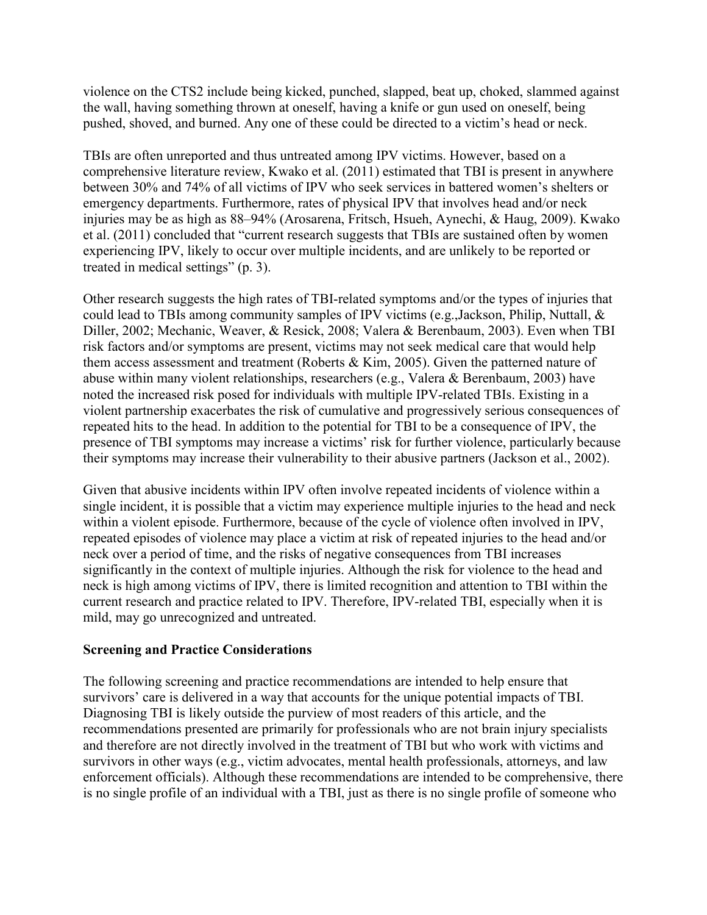violence on the CTS2 include being kicked, punched, slapped, beat up, choked, slammed against the wall, having something thrown at oneself, having a knife or gun used on oneself, being pushed, shoved, and burned. Any one of these could be directed to a victim's head or neck.

TBIs are often unreported and thus untreated among IPV victims. However, based on a comprehensive literature review, Kwako et al. (2011) estimated that TBI is present in anywhere between 30% and 74% of all victims of IPV who seek services in battered women's shelters or emergency departments. Furthermore, rates of physical IPV that involves head and/or neck injuries may be as high as 88–94% (Arosarena, Fritsch, Hsueh, Aynechi, & Haug, 2009). Kwako et al. (2011) concluded that "current research suggests that TBIs are sustained often by women experiencing IPV, likely to occur over multiple incidents, and are unlikely to be reported or treated in medical settings" (p. 3).

Other research suggests the high rates of TBI-related symptoms and/or the types of injuries that could lead to TBIs among community samples of IPV victims (e.g.,Jackson, Philip, Nuttall, & Diller, 2002; Mechanic, Weaver, & Resick, 2008; Valera & Berenbaum, 2003). Even when TBI risk factors and/or symptoms are present, victims may not seek medical care that would help them access assessment and treatment (Roberts & Kim, 2005). Given the patterned nature of abuse within many violent relationships, researchers (e.g., Valera & Berenbaum, 2003) have noted the increased risk posed for individuals with multiple IPV-related TBIs. Existing in a violent partnership exacerbates the risk of cumulative and progressively serious consequences of repeated hits to the head. In addition to the potential for TBI to be a consequence of IPV, the presence of TBI symptoms may increase a victims' risk for further violence, particularly because their symptoms may increase their vulnerability to their abusive partners (Jackson et al., 2002).

Given that abusive incidents within IPV often involve repeated incidents of violence within a single incident, it is possible that a victim may experience multiple injuries to the head and neck within a violent episode. Furthermore, because of the cycle of violence often involved in IPV, repeated episodes of violence may place a victim at risk of repeated injuries to the head and/or neck over a period of time, and the risks of negative consequences from TBI increases significantly in the context of multiple injuries. Although the risk for violence to the head and neck is high among victims of IPV, there is limited recognition and attention to TBI within the current research and practice related to IPV. Therefore, IPV-related TBI, especially when it is mild, may go unrecognized and untreated.

## Screening and Practice Considerations

The following screening and practice recommendations are intended to help ensure that survivors' care is delivered in a way that accounts for the unique potential impacts of TBI. Diagnosing TBI is likely outside the purview of most readers of this article, and the recommendations presented are primarily for professionals who are not brain injury specialists and therefore are not directly involved in the treatment of TBI but who work with victims and survivors in other ways (e.g., victim advocates, mental health professionals, attorneys, and law enforcement officials). Although these recommendations are intended to be comprehensive, there is no single profile of an individual with a TBI, just as there is no single profile of someone who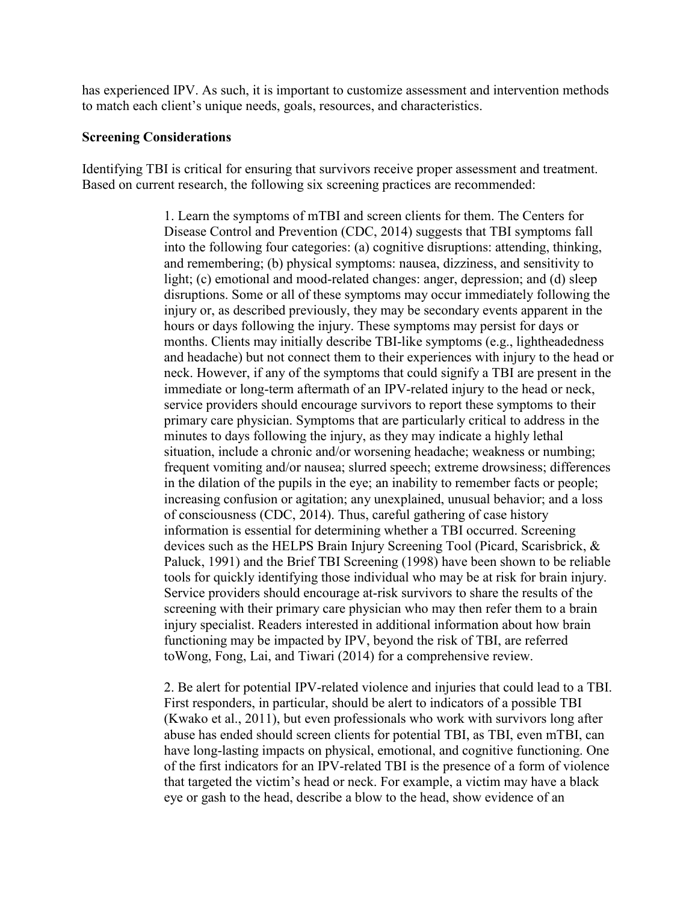has experienced IPV. As such, it is important to customize assessment and intervention methods to match each client's unique needs, goals, resources, and characteristics.

**Screening Considerations**

Identifying TBI is critical for ensuring that survivors receive proper assessment and treatment. Based on current research, the following six screening practices are recommended:

1. Learn the symptoms of mTBI and screen clients for them. The Centers for Disease Control and Prevention (CDC, 2014) suggests that TBI symptoms fall into the following four categories: (a) cognitive disruptions: attending, thinking, and remembering; (b) physical symptoms: nausea, dizziness, and sensitivity to light; (c) emotional and mood-related changes: anger, depression; and (d) sleep disruptions. Some or all of these symptoms may occur immediately following the injury or, as described previously, they may be secondary events apparent in the hours or days following the injury. These symptoms may persist for days or months. Clients may initially describe TBI-like symptoms (e.g., lightheadedness and headache) but not connect them to their experiences with injury to the head or neck. However, if any of the symptoms that could signify a TBI are present in the immediate or long-term aftermath of an IPV-related injury to the head or neck, service providers should encourage survivors to report these symptoms to their primary care physician. Symptoms that are particularly critical to address in the minutes to days following the injury, as they may indicate a highly lethal situation, include a chronic and/or worsening headache; weakness or numbing; frequent vomiting and/or nausea; slurred speech; extreme drowsiness; differences in the dilation of the pupils in the eye; an inability to remember facts or people; increasing confusion or agitation; any unexplained, unusual behavior; and a loss of consciousness (CDC, 2014). Thus, careful gathering of case history information is essential for determining whether a TBI occurred. Screening devices such as the HELPS Brain Injury Screening Tool (Picard, Scarisbrick, & Paluck, 1991) and the Brief TBI Screening (1998) have been shown to be reliable tools for quickly identifying those individual who may be at risk for brain injury. Service providers should encourage at-risk survivors to share the results of the screening with their primary care physician who may then refer them to a brain injury specialist. Readers interested in additional information about how brain functioning may be impacted by IPV, beyond the risk of TBI, are referred toWong, Fong, Lai, and Tiwari (2014) for a comprehensive review.

2. Be alert for potential IPV-related violence and injuries that could lead to a TBI. First responders, in particular, should be alert to indicators of a possible TBI (Kwako et al., 2011), but even professionals who work with survivors long after abuse has ended should screen clients for potential TBI, as TBI, even mTBI, can have long-lasting impacts on physical, emotional, and cognitive functioning. One of the first indicators for an IPV-related TBI is the presence of a form of violence that targeted the victim's head or neck. For example, a victim may have a black eye or gash to the head, describe a blow to the head, show evidence of an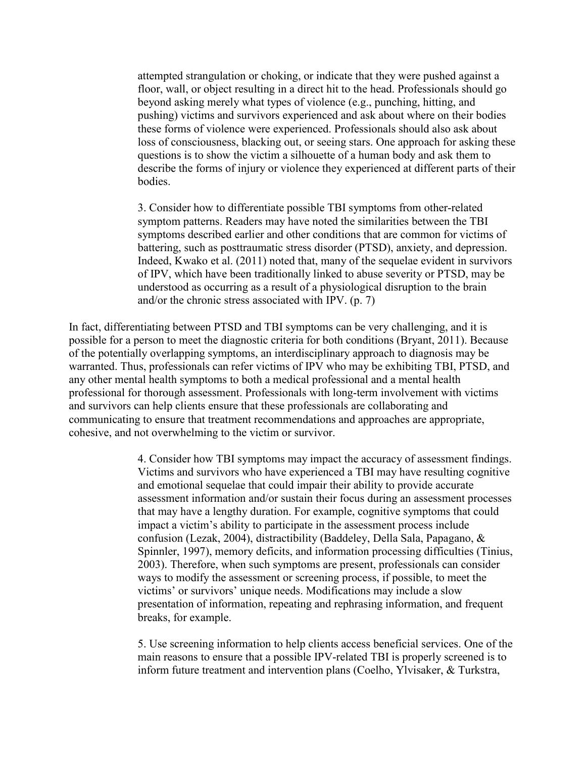attempted strangulation or choking, or indicate that they were pushed against a floor, wall, or object resulting in a direct hit to the head. Professionals should go beyond asking merely what types of violence (e.g., punching, hitting, and pushing) victims and survivors experienced and ask about where on their bodies these forms of violence were experienced. Professionals should also ask about loss of consciousness, blacking out, or seeing stars. One approach for asking these questions is to show the victim a silhouette of a human body and ask them to describe the forms of injury or violence they experienced at different parts of their bodies.

> 3. Consider how to differentiate possible TBI symptoms from other-related symptom patterns. Readers may have noted the similarities between the TBI symptoms described earlier and other conditions that are common for victims of battering, such as posttraumatic stress disorder (PTSD), anxiety, and depression. Indeed, Kwako et al. (2011) noted that, many of the sequelae evident in survivors of IPV, which have been traditionally linked to abuse severity or PTSD, may be understood as occurring as a result of a physiological disruption to the brain and/or the chronic stress associated with IPV. (p. 7)

In fact, differentiating between PTSD and TBI symptoms can be very challenging, and it is possible for a person to meet the diagnostic criteria for both conditions (Bryant, 2011). Because of the potentially overlapping symptoms, an interdisciplinary approach to diagnosis may be warranted. Thus, professionals can refer victims of IPV who may be exhibiting TBI, PTSD, and any other mental health symptoms to both a medical professional and a mental health professional for thorough assessment. Professionals with long-term involvement with victims and survivors can help clients ensure that these professionals are collaborating and communicating to ensure that treatment recommendations and approaches are appropriate, cohesive, and not overwhelming to the victim or survivor.

> 4. Consider how TBI symptoms may impact the accuracy of assessment findings. Victims and survivors who have experienced a TBI may have resulting cognitive and emotional sequelae that could impair their ability to provide accurate assessment information and/or sustain their focus during an assessment processes that may have a lengthy duration. For example, cognitive symptoms that could impact a victim's ability to participate in the assessment process include confusion (Lezak, 2004), distractibility (Baddeley, Della Sala, Papagano, & Spinnler, 1997), memory deficits, and information processing difficulties (Tinius, 2003). Therefore, when such symptoms are present, professionals can consider ways to modify the assessment or screening process, if possible, to meet the victims' or survivors' unique needs. Modifications may include a slow presentation of information, repeating and rephrasing information, and frequent breaks, for example.
>
> 5. Use screening information to help clients access beneficial services. One of the main reasons to ensure that a possible IPV-related TBI is properly screened is to inform future treatment and intervention plans (Coelho, Ylvisaker, & Turkstra,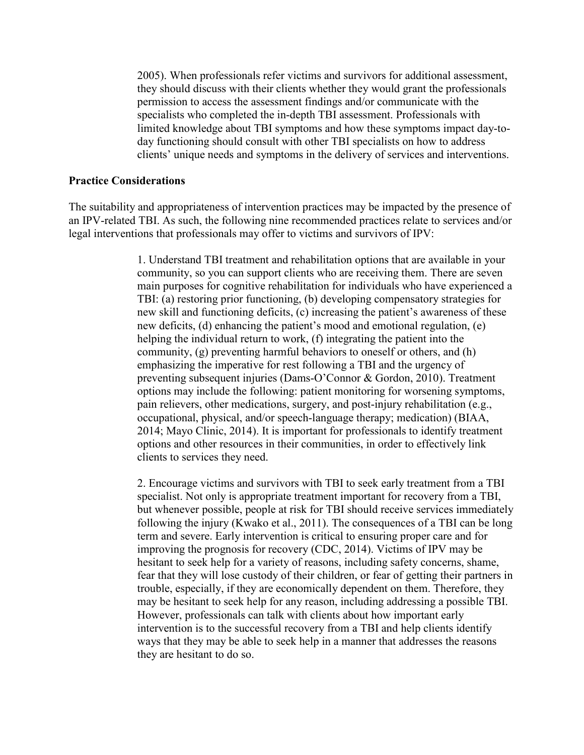2005). When professionals refer victims and survivors for additional assessment, they should discuss with their clients whether they would grant the professionals permission to access the assessment findings and/or communicate with the specialists who completed the in-depth TBI assessment. Professionals with limited knowledge about TBI symptoms and how these symptoms impact day-to-day functioning should consult with other TBI specialists on how to address clients' unique needs and symptoms in the delivery of services and interventions.

**Practice Considerations**

The suitability and appropriateness of intervention practices may be impacted by the presence of an IPV-related TBI. As such, the following nine recommended practices relate to services and/or legal interventions that professionals may offer to victims and survivors of IPV:

1. Understand TBI treatment and rehabilitation options that are available in your community, so you can support clients who are receiving them. There are seven main purposes for cognitive rehabilitation for individuals who have experienced a TBI: (a) restoring prior functioning, (b) developing compensatory strategies for new skill and functioning deficits, (c) increasing the patient's awareness of these new deficits, (d) enhancing the patient's mood and emotional regulation, (e) helping the individual return to work, (f) integrating the patient into the community, (g) preventing harmful behaviors to oneself or others, and (h) emphasizing the imperative for rest following a TBI and the urgency of preventing subsequent injuries (Dams-O'Connor & Gordon, 2010). Treatment options may include the following: patient monitoring for worsening symptoms, pain relievers, other medications, surgery, and post-injury rehabilitation (e.g., occupational, physical, and/or speech-language therapy; medication) (BIAA, 2014; Mayo Clinic, 2014). It is important for professionals to identify treatment options and other resources in their communities, in order to effectively link clients to services they need.

2. Encourage victims and survivors with TBI to seek early treatment from a TBI specialist. Not only is appropriate treatment important for recovery from a TBI, but whenever possible, people at risk for TBI should receive services immediately following the injury (Kwako et al., 2011). The consequences of a TBI can be long term and severe. Early intervention is critical to ensuring proper care and for improving the prognosis for recovery (CDC, 2014). Victims of IPV may be hesitant to seek help for a variety of reasons, including safety concerns, shame, fear that they will lose custody of their children, or fear of getting their partners in trouble, especially, if they are economically dependent on them. Therefore, they may be hesitant to seek help for any reason, including addressing a possible TBI. However, professionals can talk with clients about how important early intervention is to the successful recovery from a TBI and help clients identify ways that they may be able to seek help in a manner that addresses the reasons they are hesitant to do so.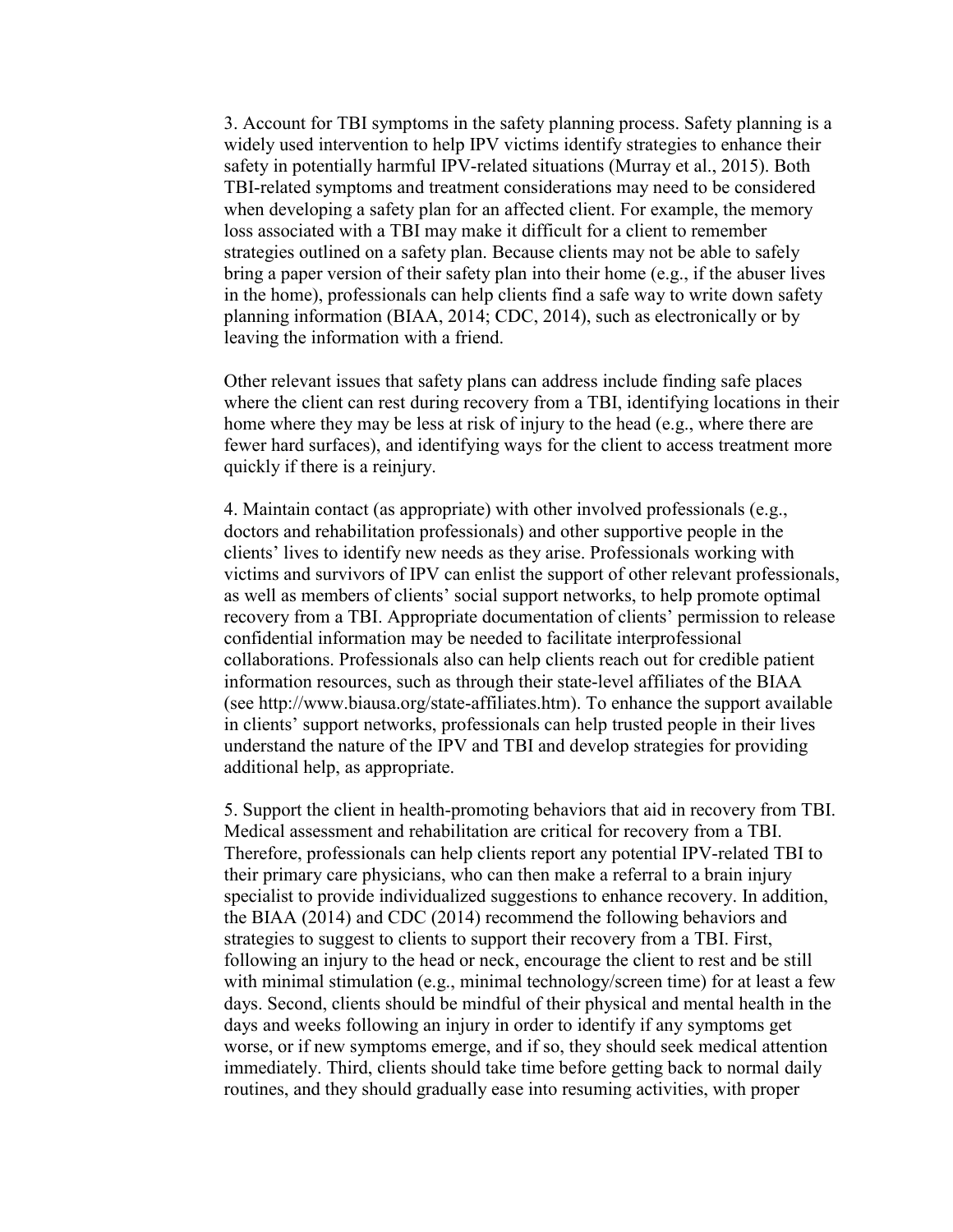3. Account for TBI symptoms in the safety planning process. Safety planning is a widely used intervention to help IPV victims identify strategies to enhance their safety in potentially harmful IPV-related situations (Murray et al., 2015). Both TBI-related symptoms and treatment considerations may need to be considered when developing a safety plan for an affected client. For example, the memory loss associated with a TBI may make it difficult for a client to remember strategies outlined on a safety plan. Because clients may not be able to safely bring a paper version of their safety plan into their home (e.g., if the abuser lives in the home), professionals can help clients find a safe way to write down safety planning information (BIAA, 2014; CDC, 2014), such as electronically or by leaving the information with a friend.

Other relevant issues that safety plans can address include finding safe places where the client can rest during recovery from a TBI, identifying locations in their home where they may be less at risk of injury to the head (e.g., where there are fewer hard surfaces), and identifying ways for the client to access treatment more quickly if there is a reinjury.

4. Maintain contact (as appropriate) with other involved professionals (e.g., doctors and rehabilitation professionals) and other supportive people in the clients' lives to identify new needs as they arise. Professionals working with victims and survivors of IPV can enlist the support of other relevant professionals, as well as members of clients' social support networks, to help promote optimal recovery from a TBI. Appropriate documentation of clients' permission to release confidential information may be needed to facilitate interprofessional collaborations. Professionals also can help clients reach out for credible patient information resources, such as through their state-level affiliates of the BIAA (see http://www.biausa.org/state-affiliates.htm). To enhance the support available in clients' support networks, professionals can help trusted people in their lives understand the nature of the IPV and TBI and develop strategies for providing additional help, as appropriate.

5. Support the client in health-promoting behaviors that aid in recovery from TBI. Medical assessment and rehabilitation are critical for recovery from a TBI. Therefore, professionals can help clients report any potential IPV-related TBI to their primary care physicians, who can then make a referral to a brain injury specialist to provide individualized suggestions to enhance recovery. In addition, the BIAA (2014) and CDC (2014) recommend the following behaviors and strategies to suggest to clients to support their recovery from a TBI. First, following an injury to the head or neck, encourage the client to rest and be still with minimal stimulation (e.g., minimal technology/screen time) for at least a few days. Second, clients should be mindful of their physical and mental health in the days and weeks following an injury in order to identify if any symptoms get worse, or if new symptoms emerge, and if so, they should seek medical attention immediately. Third, clients should take time before getting back to normal daily routines, and they should gradually ease into resuming activities, with proper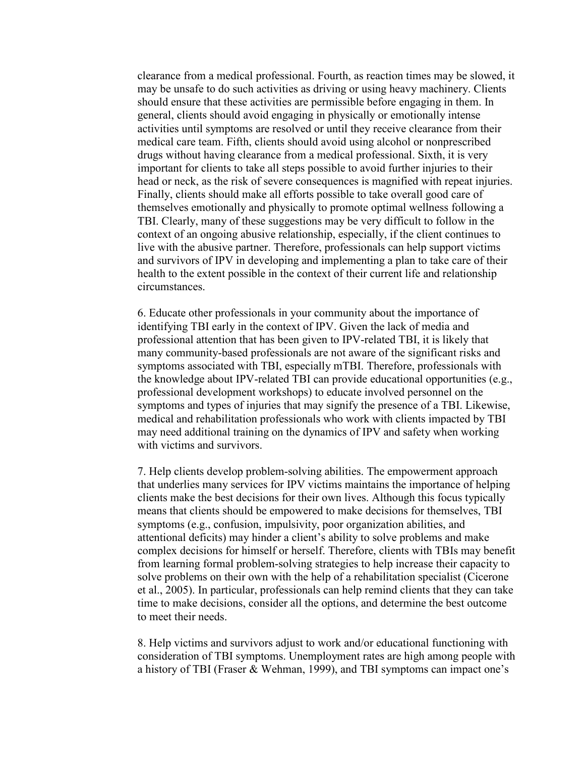clearance from a medical professional. Fourth, as reaction times may be slowed, it may be unsafe to do such activities as driving or using heavy machinery. Clients should ensure that these activities are permissible before engaging in them. In general, clients should avoid engaging in physically or emotionally intense activities until symptoms are resolved or until they receive clearance from their medical care team. Fifth, clients should avoid using alcohol or nonprescribed drugs without having clearance from a medical professional. Sixth, it is very important for clients to take all steps possible to avoid further injuries to their head or neck, as the risk of severe consequences is magnified with repeat injuries. Finally, clients should make all efforts possible to take overall good care of themselves emotionally and physically to promote optimal wellness following a TBI. Clearly, many of these suggestions may be very difficult to follow in the context of an ongoing abusive relationship, especially, if the client continues to live with the abusive partner. Therefore, professionals can help support victims and survivors of IPV in developing and implementing a plan to take care of their health to the extent possible in the context of their current life and relationship circumstances.

6. Educate other professionals in your community about the importance of identifying TBI early in the context of IPV. Given the lack of media and professional attention that has been given to IPV-related TBI, it is likely that many community-based professionals are not aware of the significant risks and symptoms associated with TBI, especially mTBI. Therefore, professionals with the knowledge about IPV-related TBI can provide educational opportunities (e.g., professional development workshops) to educate involved personnel on the symptoms and types of injuries that may signify the presence of a TBI. Likewise, medical and rehabilitation professionals who work with clients impacted by TBI may need additional training on the dynamics of IPV and safety when working with victims and survivors.

7. Help clients develop problem-solving abilities. The empowerment approach that underlies many services for IPV victims maintains the importance of helping clients make the best decisions for their own lives. Although this focus typically means that clients should be empowered to make decisions for themselves, TBI symptoms (e.g., confusion, impulsivity, poor organization abilities, and attentional deficits) may hinder a client's ability to solve problems and make complex decisions for himself or herself. Therefore, clients with TBIs may benefit from learning formal problem-solving strategies to help increase their capacity to solve problems on their own with the help of a rehabilitation specialist (Cicerone et al., 2005). In particular, professionals can help remind clients that they can take time to make decisions, consider all the options, and determine the best outcome to meet their needs.

8. Help victims and survivors adjust to work and/or educational functioning with consideration of TBI symptoms. Unemployment rates are high among people with a history of TBI (Fraser & Wehman, 1999), and TBI symptoms can impact one's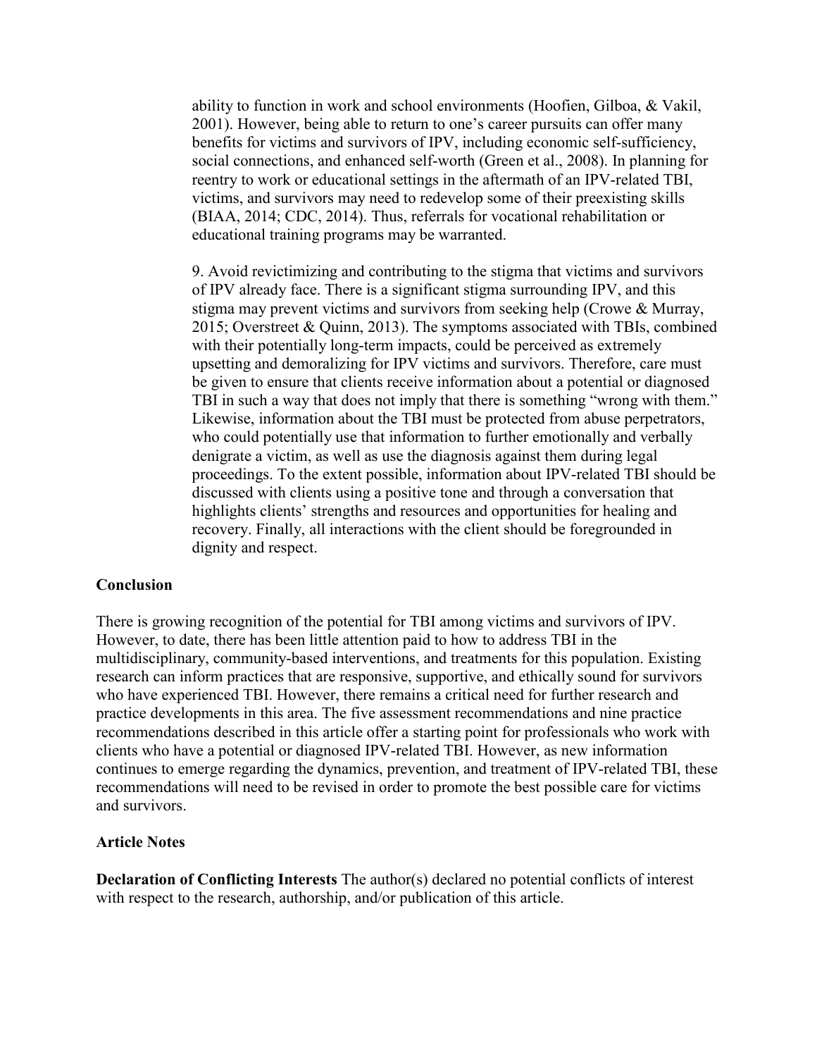ability to function in work and school environments (Hoofien, Gilboa, & Vakil, 2001). However, being able to return to one's career pursuits can offer many benefits for victims and survivors of IPV, including economic self-sufficiency, social connections, and enhanced self-worth (Green et al., 2008). In planning for reentry to work or educational settings in the aftermath of an IPV-related TBI, victims, and survivors may need to redevelop some of their preexisting skills (BIAA, 2014; CDC, 2014). Thus, referrals for vocational rehabilitation or educational training programs may be warranted.

9. Avoid revictimizing and contributing to the stigma that victims and survivors of IPV already face. There is a significant stigma surrounding IPV, and this stigma may prevent victims and survivors from seeking help (Crowe & Murray, 2015; Overstreet & Quinn, 2013). The symptoms associated with TBIs, combined with their potentially long-term impacts, could be perceived as extremely upsetting and demoralizing for IPV victims and survivors. Therefore, care must be given to ensure that clients receive information about a potential or diagnosed TBI in such a way that does not imply that there is something "wrong with them." Likewise, information about the TBI must be protected from abuse perpetrators, who could potentially use that information to further emotionally and verbally denigrate a victim, as well as use the diagnosis against them during legal proceedings. To the extent possible, information about IPV-related TBI should be discussed with clients using a positive tone and through a conversation that highlights clients' strengths and resources and opportunities for healing and recovery. Finally, all interactions with the client should be foregrounded in dignity and respect.

## Conclusion

There is growing recognition of the potential for TBI among victims and survivors of IPV. However, to date, there has been little attention paid to how to address TBI in the multidisciplinary, community-based interventions, and treatments for this population. Existing research can inform practices that are responsive, supportive, and ethically sound for survivors who have experienced TBI. However, there remains a critical need for further research and practice developments in this area. The five assessment recommendations and nine practice recommendations described in this article offer a starting point for professionals who work with clients who have a potential or diagnosed IPV-related TBI. However, as new information continues to emerge regarding the dynamics, prevention, and treatment of IPV-related TBI, these recommendations will need to be revised in order to promote the best possible care for victims and survivors.

## Article Notes

**Declaration of Conflicting Interests** The author(s) declared no potential conflicts of interest with respect to the research, authorship, and/or publication of this article.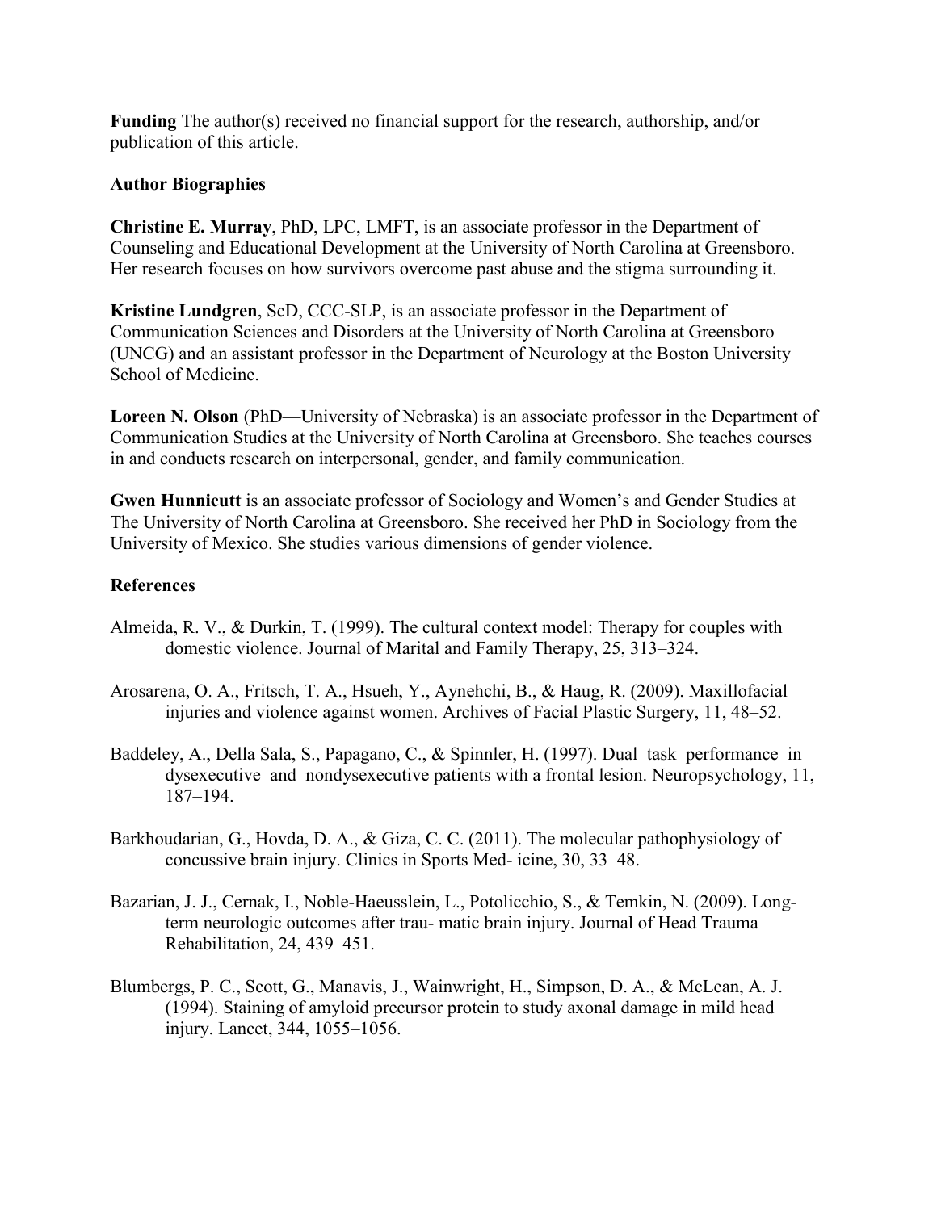**Funding** The author(s) received no financial support for the research, authorship, and/or publication of this article.

**Author Biographies**

**Christine E. Murray**, PhD, LPC, LMFT, is an associate professor in the Department of Counseling and Educational Development at the University of North Carolina at Greensboro. Her research focuses on how survivors overcome past abuse and the stigma surrounding it.

**Kristine Lundgren**, ScD, CCC-SLP, is an associate professor in the Department of Communication Sciences and Disorders at the University of North Carolina at Greensboro (UNCG) and an assistant professor in the Department of Neurology at the Boston University School of Medicine.

**Loreen N. Olson** (PhD—University of Nebraska) is an associate professor in the Department of Communication Studies at the University of North Carolina at Greensboro. She teaches courses in and conducts research on interpersonal, gender, and family communication.

**Gwen Hunnicutt** is an associate professor of Sociology and Women's and Gender Studies at The University of North Carolina at Greensboro. She received her PhD in Sociology from the University of Mexico. She studies various dimensions of gender violence.

**References**

Almeida, R. V., & Durkin, T. (1999). The cultural context model: Therapy for couples with domestic violence. Journal of Marital and Family Therapy, 25, 313–324.

Arosarena, O. A., Fritsch, T. A., Hsueh, Y., Aynehchi, B., & Haug, R. (2009). Maxillofacial injuries and violence against women. Archives of Facial Plastic Surgery, 11, 48–52.

Baddeley, A., Della Sala, S., Papagano, C., & Spinnler, H. (1997). Dual task performance in dysexecutive and nondysexecutive patients with a frontal lesion. Neuropsychology, 11, 187–194.

Barkhoudarian, G., Hovda, D. A., & Giza, C. C. (2011). The molecular pathophysiology of concussive brain injury. Clinics in Sports Med- icine, 30, 33–48.

Bazarian, J. J., Cernak, I., Noble-Haeusslein, L., Potolicchio, S., & Temkin, N. (2009). Long-term neurologic outcomes after trau- matic brain injury. Journal of Head Trauma Rehabilitation, 24, 439–451.

Blumbergs, P. C., Scott, G., Manavis, J., Wainwright, H., Simpson, D. A., & McLean, A. J. (1994). Staining of amyloid precursor protein to study axonal damage in mild head injury. Lancet, 344, 1055–1056.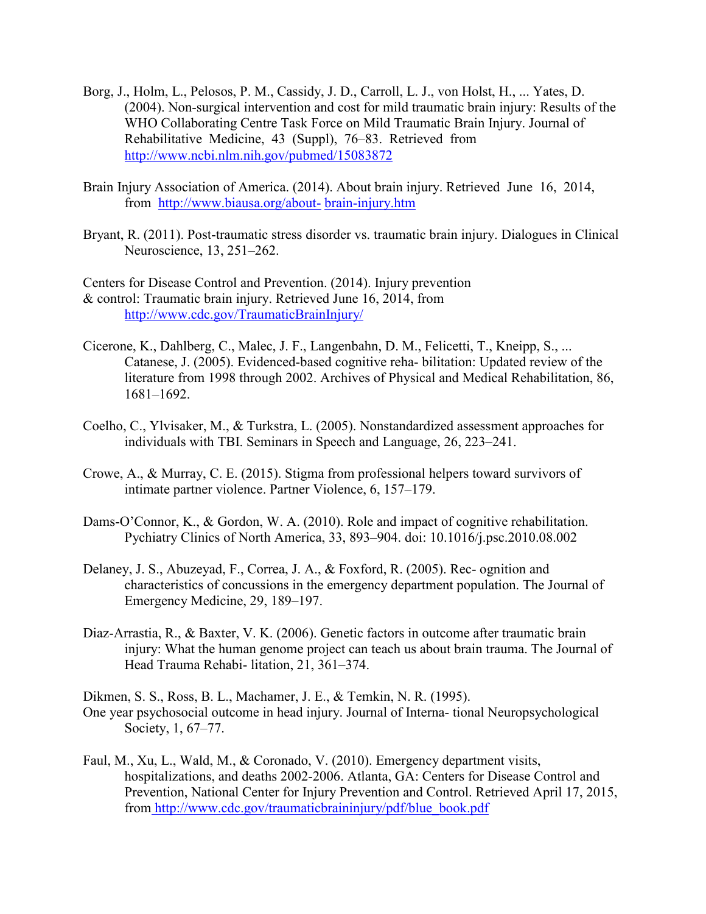Borg, J., Holm, L., Pelosos, P. M., Cassidy, J. D., Carroll, L. J., von Holst, H., ... Yates, D. (2004). Non-surgical intervention and cost for mild traumatic brain injury: Results of the WHO Collaborating Centre Task Force on Mild Traumatic Brain Injury. Journal of Rehabilitative Medicine, 43 (Suppl), 76–83. Retrieved from http://www.ncbi.nlm.nih.gov/pubmed/15083872

Brain Injury Association of America. (2014). About brain injury. Retrieved June 16, 2014, from http://www.biausa.org/about- brain-injury.htm

Bryant, R. (2011). Post-traumatic stress disorder vs. traumatic brain injury. Dialogues in Clinical Neuroscience, 13, 251–262.

Centers for Disease Control and Prevention. (2014). Injury prevention & control: Traumatic brain injury. Retrieved June 16, 2014, from http://www.cdc.gov/TraumaticBrainInjury/

Cicerone, K., Dahlberg, C., Malec, J. F., Langenbahn, D. M., Felicetti, T., Kneipp, S., ... Catanese, J. (2005). Evidenced-based cognitive reha- bilitation: Updated review of the literature from 1998 through 2002. Archives of Physical and Medical Rehabilitation, 86, 1681–1692.

Coelho, C., Ylvisaker, M., & Turkstra, L. (2005). Nonstandardized assessment approaches for individuals with TBI. Seminars in Speech and Language, 26, 223–241.

Crowe, A., & Murray, C. E. (2015). Stigma from professional helpers toward survivors of intimate partner violence. Partner Violence, 6, 157–179.

Dams-O'Connor, K., & Gordon, W. A. (2010). Role and impact of cognitive rehabilitation. Pychiatry Clinics of North America, 33, 893–904. doi: 10.1016/j.psc.2010.08.002

Delaney, J. S., Abuzeyad, F., Correa, J. A., & Foxford, R. (2005). Rec- ognition and characteristics of concussions in the emergency department population. The Journal of Emergency Medicine, 29, 189–197.

Diaz-Arrastia, R., & Baxter, V. K. (2006). Genetic factors in outcome after traumatic brain injury: What the human genome project can teach us about brain trauma. The Journal of Head Trauma Rehabi- litation, 21, 361–374.

Dikmen, S. S., Ross, B. L., Machamer, J. E., & Temkin, N. R. (1995). One year psychosocial outcome in head injury. Journal of Interna- tional Neuropsychological Society, 1, 67–77.

Faul, M., Xu, L., Wald, M., & Coronado, V. (2010). Emergency department visits, hospitalizations, and deaths 2002-2006. Atlanta, GA: Centers for Disease Control and Prevention, National Center for Injury Prevention and Control. Retrieved April 17, 2015, from http://www.cdc.gov/traumaticbraininjury/pdf/blue_book.pdf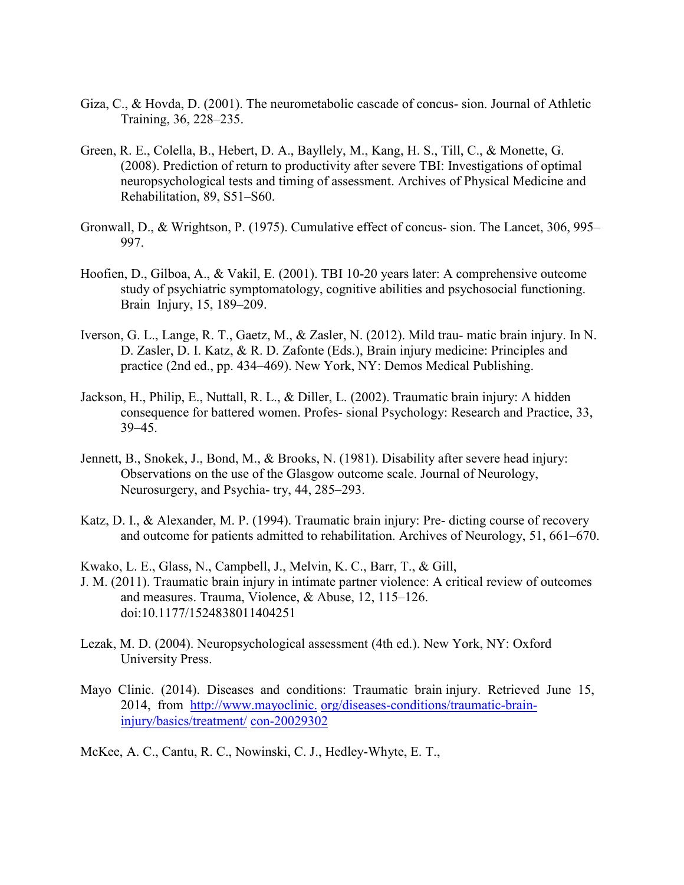Giza, C., & Hovda, D. (2001). The neurometabolic cascade of concus- sion. Journal of Athletic Training, 36, 228–235.

Green, R. E., Colella, B., Hebert, D. A., Bayllely, M., Kang, H. S., Till, C., & Monette, G. (2008). Prediction of return to productivity after severe TBI: Investigations of optimal neuropsychological tests and timing of assessment. Archives of Physical Medicine and Rehabilitation, 89, S51–S60.

Gronwall, D., & Wrightson, P. (1975). Cumulative effect of concus- sion. The Lancet, 306, 995–997.

Hoofien, D., Gilboa, A., & Vakil, E. (2001). TBI 10-20 years later: A comprehensive outcome study of psychiatric symptomatology, cognitive abilities and psychosocial functioning. Brain Injury, 15, 189–209.

Iverson, G. L., Lange, R. T., Gaetz, M., & Zasler, N. (2012). Mild trau- matic brain injury. In N. D. Zasler, D. I. Katz, & R. D. Zafonte (Eds.), Brain injury medicine: Principles and practice (2nd ed., pp. 434–469). New York, NY: Demos Medical Publishing.

Jackson, H., Philip, E., Nuttall, R. L., & Diller, L. (2002). Traumatic brain injury: A hidden consequence for battered women. Profes- sional Psychology: Research and Practice, 33, 39–45.

Jennett, B., Snokek, J., Bond, M., & Brooks, N. (1981). Disability after severe head injury: Observations on the use of the Glasgow outcome scale. Journal of Neurology, Neurosurgery, and Psychia- try, 44, 285–293.

Katz, D. I., & Alexander, M. P. (1994). Traumatic brain injury: Pre- dicting course of recovery and outcome for patients admitted to rehabilitation. Archives of Neurology, 51, 661–670.

Kwako, L. E., Glass, N., Campbell, J., Melvin, K. C., Barr, T., & Gill, J. M. (2011). Traumatic brain injury in intimate partner violence: A critical review of outcomes and measures. Trauma, Violence, & Abuse, 12, 115–126. doi:10.1177/1524838011404251

Lezak, M. D. (2004). Neuropsychological assessment (4th ed.). New York, NY: Oxford University Press.

Mayo Clinic. (2014). Diseases and conditions: Traumatic brain injury. Retrieved June 15, 2014, from http://www.mayoclinic. org/diseases-conditions/traumatic-brain-injury/basics/treatment/ con-20029302

McKee, A. C., Cantu, R. C., Nowinski, C. J., Hedley-Whyte, E. T.,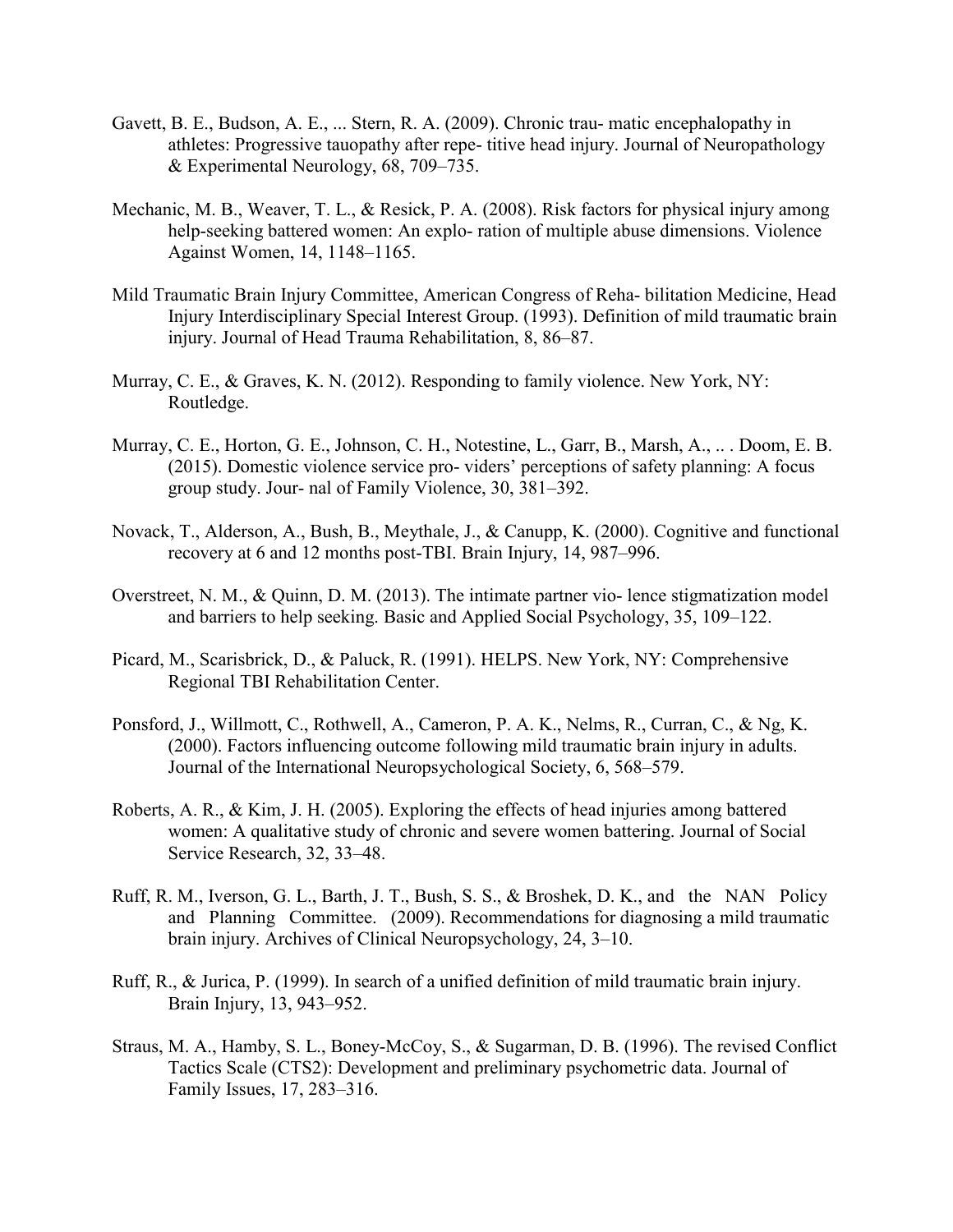Gavett, B. E., Budson, A. E., ... Stern, R. A. (2009). Chronic trau- matic encephalopathy in athletes: Progressive tauopathy after repe- titive head injury. Journal of Neuropathology & Experimental Neurology, 68, 709–735.

Mechanic, M. B., Weaver, T. L., & Resick, P. A. (2008). Risk factors for physical injury among help-seeking battered women: An explo- ration of multiple abuse dimensions. Violence Against Women, 14, 1148–1165.

Mild Traumatic Brain Injury Committee, American Congress of Reha- bilitation Medicine, Head Injury Interdisciplinary Special Interest Group. (1993). Definition of mild traumatic brain injury. Journal of Head Trauma Rehabilitation, 8, 86–87.

Murray, C. E., & Graves, K. N. (2012). Responding to family violence. New York, NY: Routledge.

Murray, C. E., Horton, G. E., Johnson, C. H., Notestine, L., Garr, B., Marsh, A., .. . Doom, E. B. (2015). Domestic violence service pro- viders' perceptions of safety planning: A focus group study. Jour- nal of Family Violence, 30, 381–392.

Novack, T., Alderson, A., Bush, B., Meythale, J., & Canupp, K. (2000). Cognitive and functional recovery at 6 and 12 months post-TBI. Brain Injury, 14, 987–996.

Overstreet, N. M., & Quinn, D. M. (2013). The intimate partner vio- lence stigmatization model and barriers to help seeking. Basic and Applied Social Psychology, 35, 109–122.

Picard, M., Scarisbrick, D., & Paluck, R. (1991). HELPS. New York, NY: Comprehensive Regional TBI Rehabilitation Center.

Ponsford, J., Willmott, C., Rothwell, A., Cameron, P. A. K., Nelms, R., Curran, C., & Ng, K. (2000). Factors influencing outcome following mild traumatic brain injury in adults. Journal of the International Neuropsychological Society, 6, 568–579.

Roberts, A. R., & Kim, J. H. (2005). Exploring the effects of head injuries among battered women: A qualitative study of chronic and severe women battering. Journal of Social Service Research, 32, 33–48.

Ruff, R. M., Iverson, G. L., Barth, J. T., Bush, S. S., & Broshek, D. K., and the NAN Policy and Planning Committee. (2009). Recommendations for diagnosing a mild traumatic brain injury. Archives of Clinical Neuropsychology, 24, 3–10.

Ruff, R., & Jurica, P. (1999). In search of a unified definition of mild traumatic brain injury. Brain Injury, 13, 943–952.

Straus, M. A., Hamby, S. L., Boney-McCoy, S., & Sugarman, D. B. (1996). The revised Conflict Tactics Scale (CTS2): Development and preliminary psychometric data. Journal of Family Issues, 17, 283–316.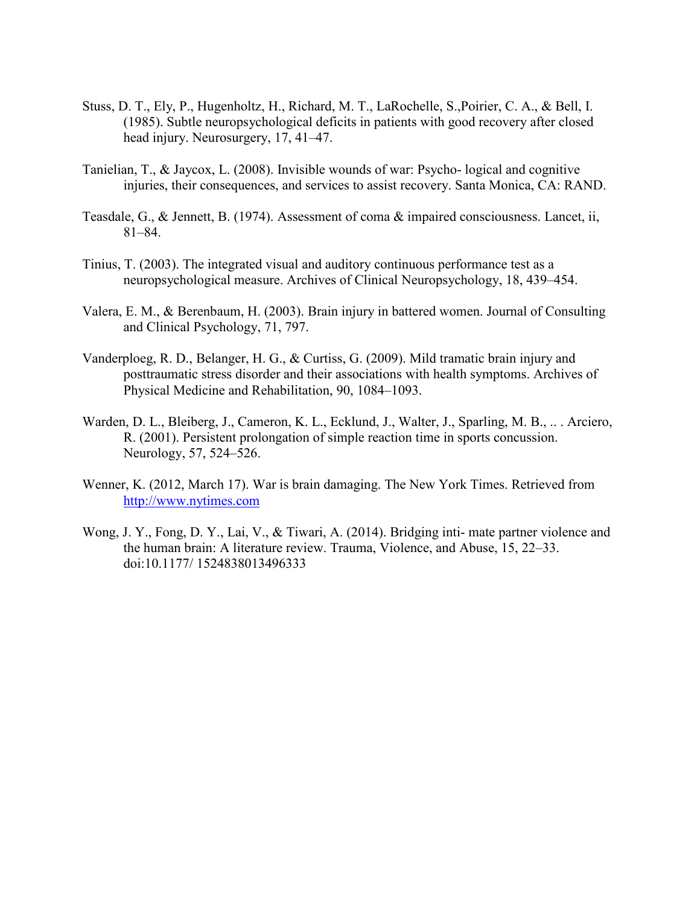Stuss, D. T., Ely, P., Hugenholtz, H., Richard, M. T., LaRochelle, S.,Poirier, C. A., & Bell, I. (1985). Subtle neuropsychological deficits in patients with good recovery after closed head injury. Neurosurgery, 17, 41–47.

Tanielian, T., & Jaycox, L. (2008). Invisible wounds of war: Psycho- logical and cognitive injuries, their consequences, and services to assist recovery. Santa Monica, CA: RAND.

Teasdale, G., & Jennett, B. (1974). Assessment of coma & impaired consciousness. Lancet, ii, 81–84.

Tinius, T. (2003). The integrated visual and auditory continuous performance test as a neuropsychological measure. Archives of Clinical Neuropsychology, 18, 439–454.

Valera, E. M., & Berenbaum, H. (2003). Brain injury in battered women. Journal of Consulting and Clinical Psychology, 71, 797.

Vanderploeg, R. D., Belanger, H. G., & Curtiss, G. (2009). Mild tramatic brain injury and posttraumatic stress disorder and their associations with health symptoms. Archives of Physical Medicine and Rehabilitation, 90, 1084–1093.

Warden, D. L., Bleiberg, J., Cameron, K. L., Ecklund, J., Walter, J., Sparling, M. B., .. . Arciero, R. (2001). Persistent prolongation of simple reaction time in sports concussion. Neurology, 57, 524–526.

Wenner, K. (2012, March 17). War is brain damaging. The New York Times. Retrieved from http://www.nytimes.com

Wong, J. Y., Fong, D. Y., Lai, V., & Tiwari, A. (2014). Bridging inti- mate partner violence and the human brain: A literature review. Trauma, Violence, and Abuse, 15, 22–33. doi:10.1177/ 1524838013496333